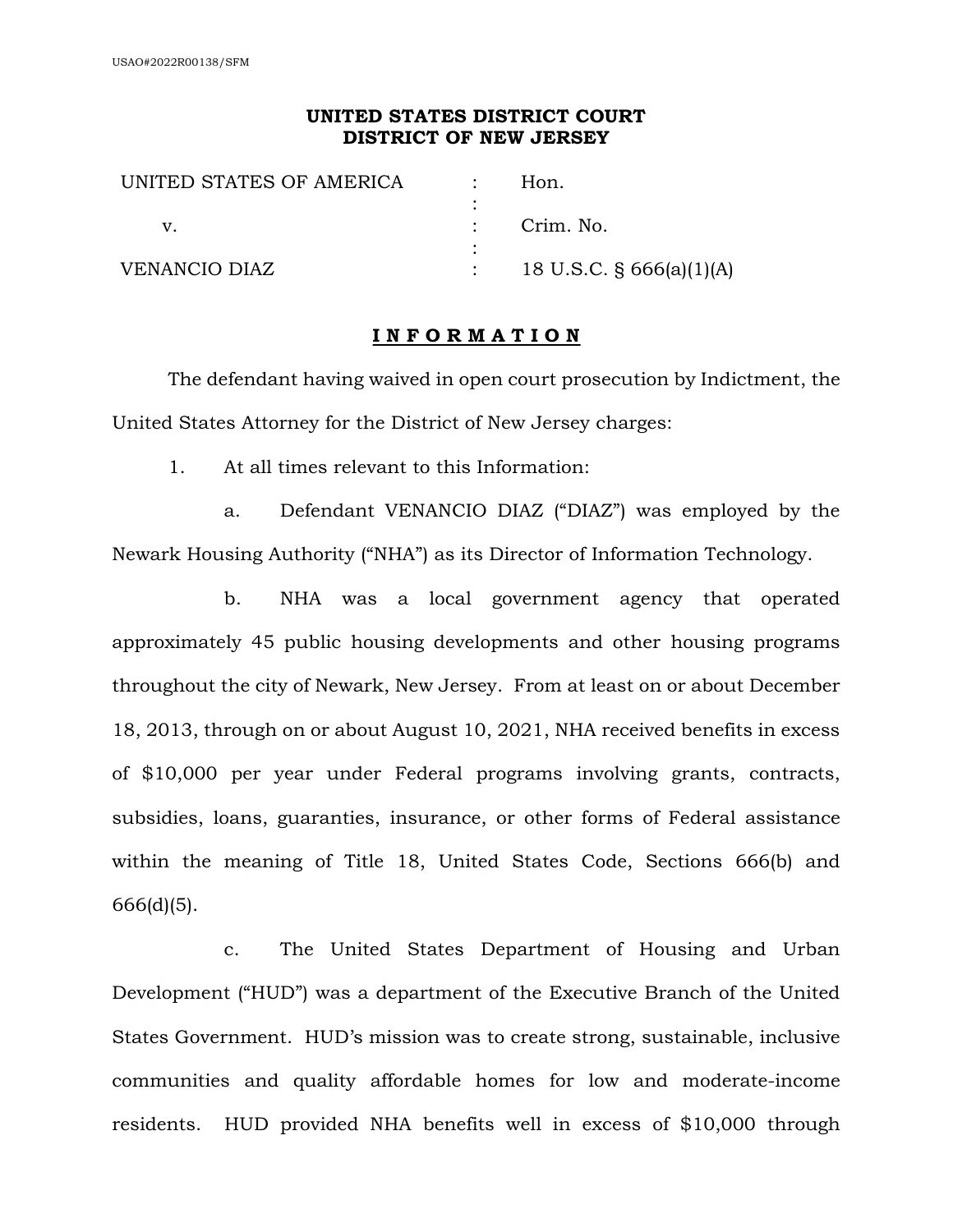USAO#2022R00138/SFM

**UNITED STATES DISTRICT COURT**
**DISTRICT OF NEW JERSEY**

| | | |
|---|---|---|
| UNITED STATES OF AMERICA | : | Hon. |
| v. | : | Crim. No. |
| VENANCIO DIAZ | : | 18 U.S.C. § 666(a)(1)(A) |

**I N F O R M A T I O N**

The defendant having waived in open court prosecution by Indictment, the United States Attorney for the District of New Jersey charges:

1. At all times relevant to this Information:

a. Defendant VENANCIO DIAZ ("DIAZ") was employed by the Newark Housing Authority ("NHA") as its Director of Information Technology.

b. NHA was a local government agency that operated approximately 45 public housing developments and other housing programs throughout the city of Newark, New Jersey. From at least on or about December 18, 2013, through on or about August 10, 2021, NHA received benefits in excess of $10,000 per year under Federal programs involving grants, contracts, subsidies, loans, guaranties, insurance, or other forms of Federal assistance within the meaning of Title 18, United States Code, Sections 666(b) and 666(d)(5).

c. The United States Department of Housing and Urban Development ("HUD") was a department of the Executive Branch of the United States Government. HUD's mission was to create strong, sustainable, inclusive communities and quality affordable homes for low and moderate-income residents. HUD provided NHA benefits well in excess of $10,000 through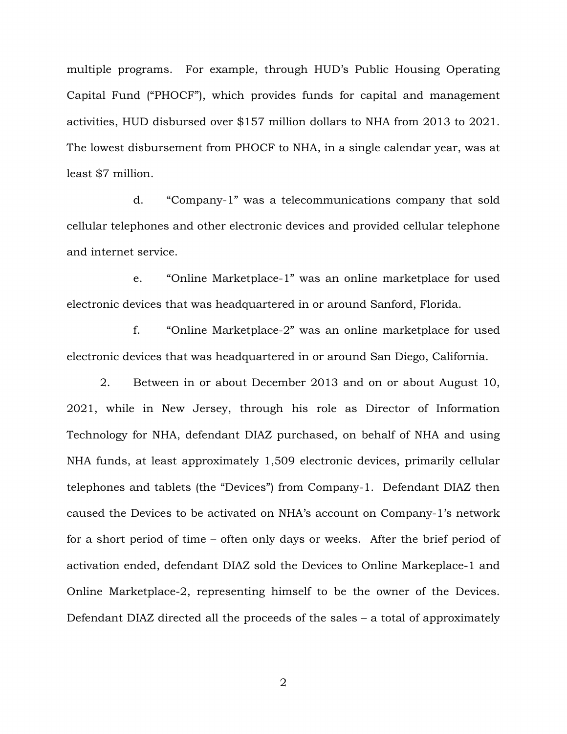multiple programs. For example, through HUD's Public Housing Operating Capital Fund ("PHOCF"), which provides funds for capital and management activities, HUD disbursed over $157 million dollars to NHA from 2013 to 2021. The lowest disbursement from PHOCF to NHA, in a single calendar year, was at least $7 million.

d. "Company-1" was a telecommunications company that sold cellular telephones and other electronic devices and provided cellular telephone and internet service.

e. "Online Marketplace-1" was an online marketplace for used electronic devices that was headquartered in or around Sanford, Florida.

f. "Online Marketplace-2" was an online marketplace for used electronic devices that was headquartered in or around San Diego, California.

2. Between in or about December 2013 and on or about August 10, 2021, while in New Jersey, through his role as Director of Information Technology for NHA, defendant DIAZ purchased, on behalf of NHA and using NHA funds, at least approximately 1,509 electronic devices, primarily cellular telephones and tablets (the "Devices") from Company-1. Defendant DIAZ then caused the Devices to be activated on NHA's account on Company-1's network for a short period of time – often only days or weeks. After the brief period of activation ended, defendant DIAZ sold the Devices to Online Markeplace-1 and Online Marketplace-2, representing himself to be the owner of the Devices. Defendant DIAZ directed all the proceeds of the sales – a total of approximately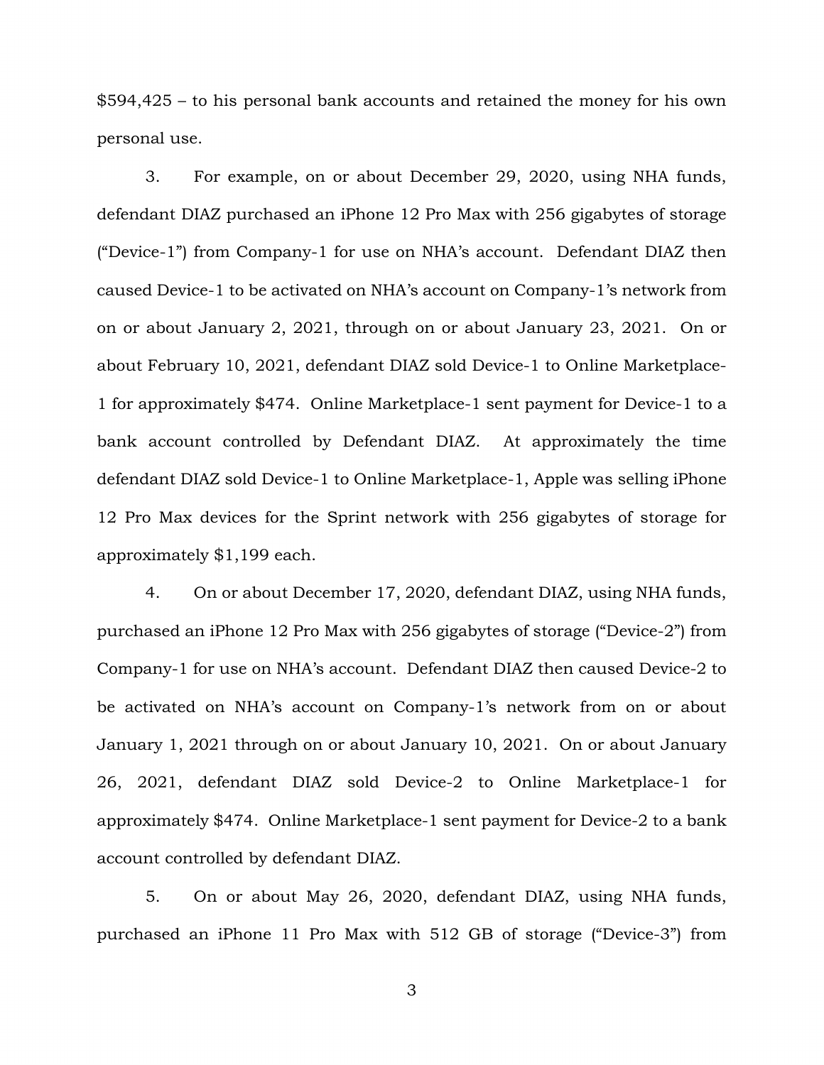$594,425 – to his personal bank accounts and retained the money for his own personal use.

3. For example, on or about December 29, 2020, using NHA funds, defendant DIAZ purchased an iPhone 12 Pro Max with 256 gigabytes of storage ("Device-1") from Company-1 for use on NHA's account. Defendant DIAZ then caused Device-1 to be activated on NHA's account on Company-1's network from on or about January 2, 2021, through on or about January 23, 2021. On or about February 10, 2021, defendant DIAZ sold Device-1 to Online Marketplace-1 for approximately $474. Online Marketplace-1 sent payment for Device-1 to a bank account controlled by Defendant DIAZ. At approximately the time defendant DIAZ sold Device-1 to Online Marketplace-1, Apple was selling iPhone 12 Pro Max devices for the Sprint network with 256 gigabytes of storage for approximately $1,199 each.

4. On or about December 17, 2020, defendant DIAZ, using NHA funds, purchased an iPhone 12 Pro Max with 256 gigabytes of storage ("Device-2") from Company-1 for use on NHA's account. Defendant DIAZ then caused Device-2 to be activated on NHA's account on Company-1's network from on or about January 1, 2021 through on or about January 10, 2021. On or about January 26, 2021, defendant DIAZ sold Device-2 to Online Marketplace-1 for approximately $474. Online Marketplace-1 sent payment for Device-2 to a bank account controlled by defendant DIAZ.

5. On or about May 26, 2020, defendant DIAZ, using NHA funds, purchased an iPhone 11 Pro Max with 512 GB of storage ("Device-3") from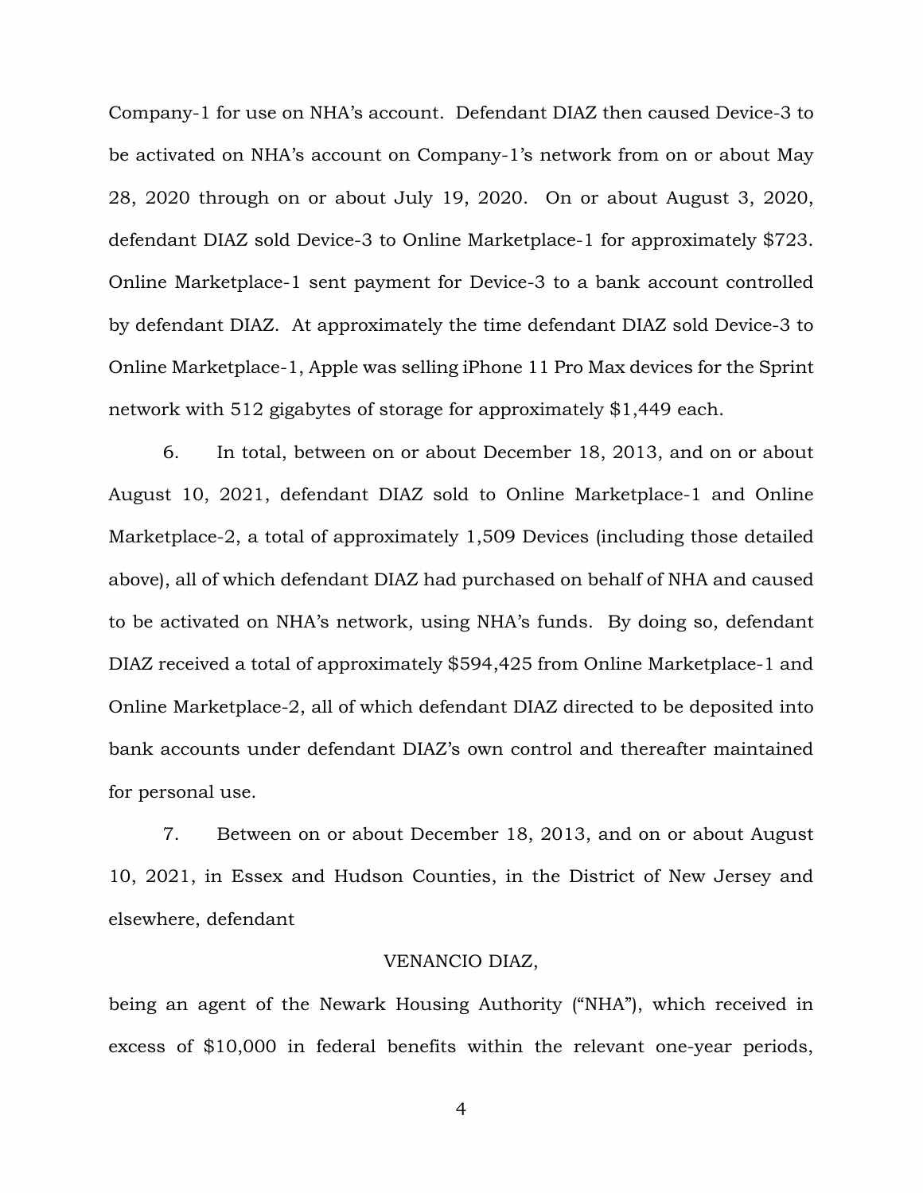Company-1 for use on NHA's account. Defendant DIAZ then caused Device-3 to be activated on NHA's account on Company-1's network from on or about May 28, 2020 through on or about July 19, 2020. On or about August 3, 2020, defendant DIAZ sold Device-3 to Online Marketplace-1 for approximately $723. Online Marketplace-1 sent payment for Device-3 to a bank account controlled by defendant DIAZ. At approximately the time defendant DIAZ sold Device-3 to Online Marketplace-1, Apple was selling iPhone 11 Pro Max devices for the Sprint network with 512 gigabytes of storage for approximately $1,449 each.

6. In total, between on or about December 18, 2013, and on or about August 10, 2021, defendant DIAZ sold to Online Marketplace-1 and Online Marketplace-2, a total of approximately 1,509 Devices (including those detailed above), all of which defendant DIAZ had purchased on behalf of NHA and caused to be activated on NHA's network, using NHA's funds. By doing so, defendant DIAZ received a total of approximately $594,425 from Online Marketplace-1 and Online Marketplace-2, all of which defendant DIAZ directed to be deposited into bank accounts under defendant DIAZ's own control and thereafter maintained for personal use.

7. Between on or about December 18, 2013, and on or about August 10, 2021, in Essex and Hudson Counties, in the District of New Jersey and elsewhere, defendant

VENANCIO DIAZ,

being an agent of the Newark Housing Authority ("NHA"), which received in excess of $10,000 in federal benefits within the relevant one-year periods,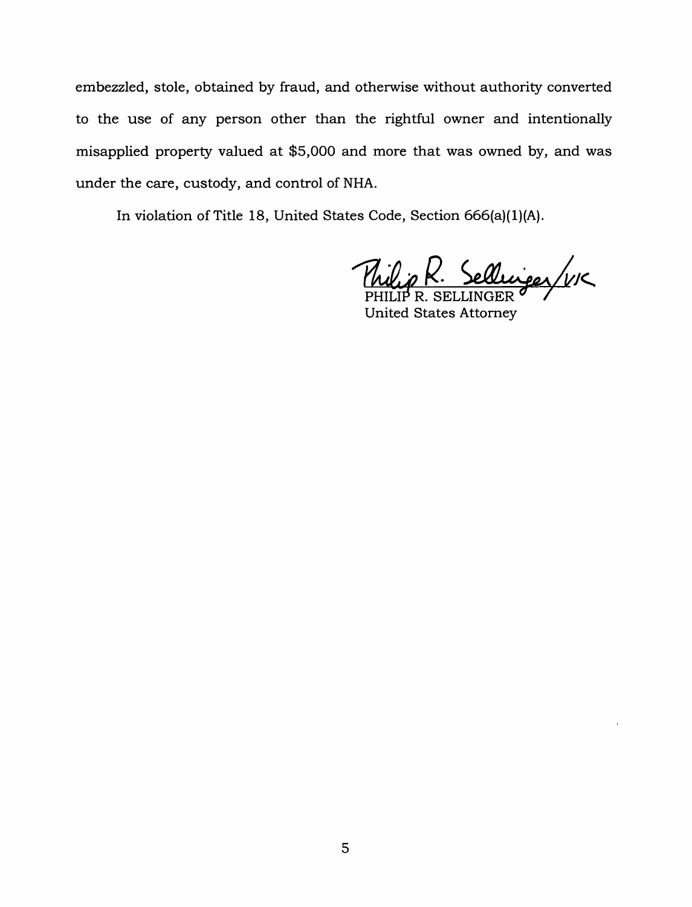embezzled, stole, obtained by fraud, and otherwise without authority converted to the use of any person other than the rightful owner and intentionally misapplied property valued at $5,000 and more that was owned by, and was under the care, custody, and control of NHA.

In violation of Title 18, United States Code, Section 666(a)(1)(A).

Philip R. Sellinger/VK
PHILIP R. SELLINGER
United States Attorney